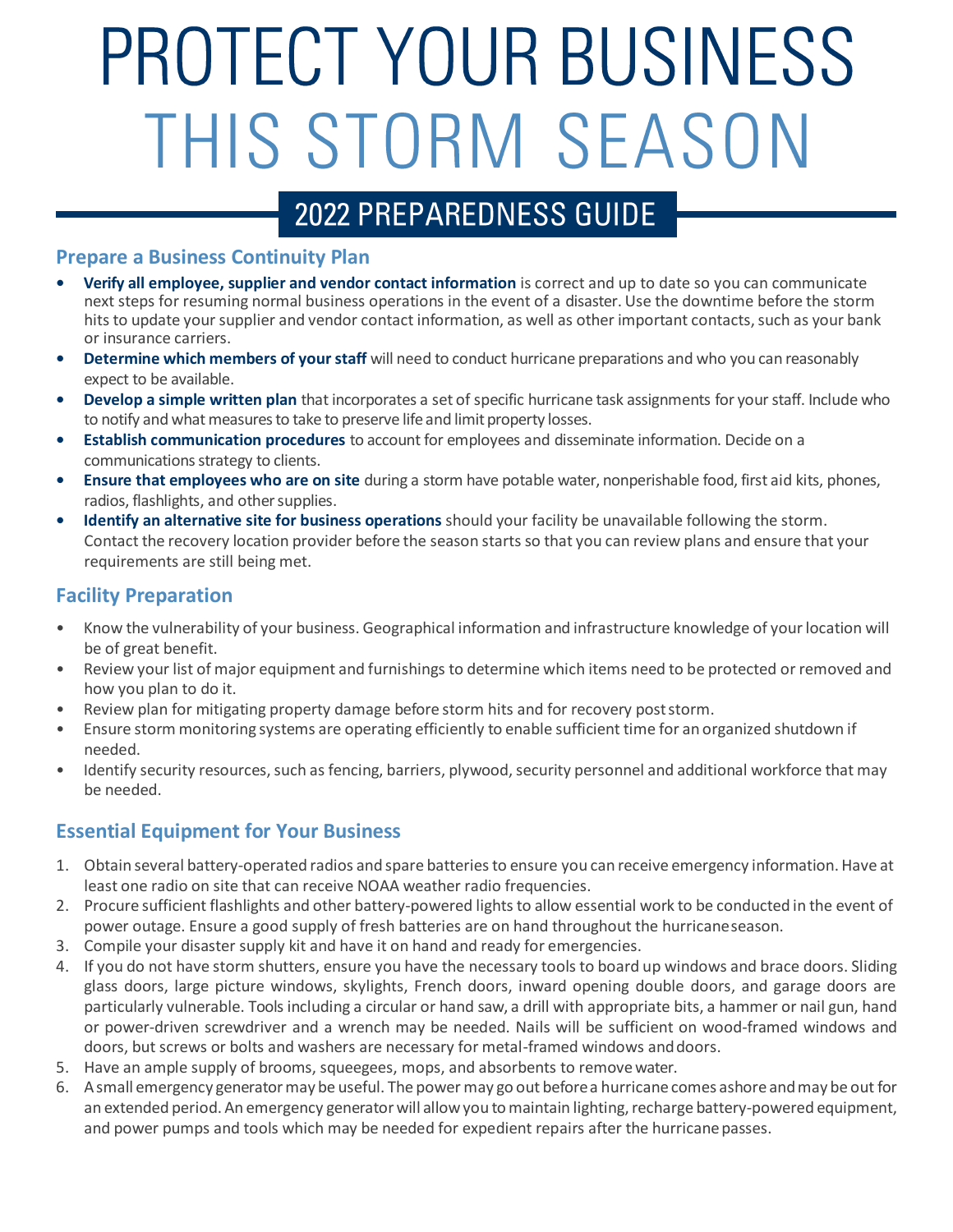# PROTECT YOUR BUSINESS THIS STORM SEASON

## 2022 PREPAREDNESS GUIDE

### Prepare a Business Continuity Plan

- **Verify all employee, supplier and vendor contact information** is correct and up to date so you can communicate next steps for resuming normal business operations in the event of a disaster. Use the downtime before the storm hits to update your supplier and vendor contact information, as well as other important contacts, such as your bank or insurance carriers.
- **Determine which members of your staff** will need to conduct hurricane preparations and who you can reasonably expect to be available.
- **Develop a simple written plan** that incorporates a set of specific hurricane task assignments for your staff. Include who to notify and what measures to take to preserve life and limit property losses.
- **Establish communication procedures** to account for employees and disseminate information. Decide on a communications strategy to clients.
- **Ensure that employees who are on site** during a storm have potable water, nonperishable food, first aid kits, phones, radios, flashlights, and other supplies.
- **Identify an alternative site for business operations** should your facility be unavailable following the storm. Contact the recovery location provider before the season starts so that you can review plans and ensure that your requirements are still being met.

### Facility Preparation

- Know the vulnerability of your business. Geographical information and infrastructure knowledge of your location will be of great benefit.
- Review your list of major equipment and furnishings to determine which items need to be protected or removed and how you plan to do it.
- Review plan for mitigating property damage before storm hits and for recovery post storm.
- Ensure storm monitoring systems are operating efficiently to enable sufficient time for an organized shutdown if needed.
- Identify security resources, such as fencing, barriers, plywood, security personnel and additional workforce that may be needed.

### Essential Equipment for Your Business

1. Obtain several battery-operated radios and spare batteries to ensure you can receive emergency information. Have at least one radio on site that can receive NOAA weather radio frequencies.
2. Procure sufficient flashlights and other battery-powered lights to allow essential work to be conducted in the event of power outage. Ensure a good supply of fresh batteries are on hand throughout the hurricane season.
3. Compile your disaster supply kit and have it on hand and ready for emergencies.
4. If you do not have storm shutters, ensure you have the necessary tools to board up windows and brace doors. Sliding glass doors, large picture windows, skylights, French doors, inward opening double doors, and garage doors are particularly vulnerable. Tools including a circular or hand saw, a drill with appropriate bits, a hammer or nail gun, hand or power-driven screwdriver and a wrench may be needed. Nails will be sufficient on wood-framed windows and doors, but screws or bolts and washers are necessary for metal-framed windows and doors.
5. Have an ample supply of brooms, squeegees, mops, and absorbents to remove water.
6. A small emergency generator may be useful. The power may go out before a hurricane comes ashore and may be out for an extended period. An emergency generator will allow you to maintain lighting, recharge battery-powered equipment, and power pumps and tools which may be needed for expedient repairs after the hurricane passes.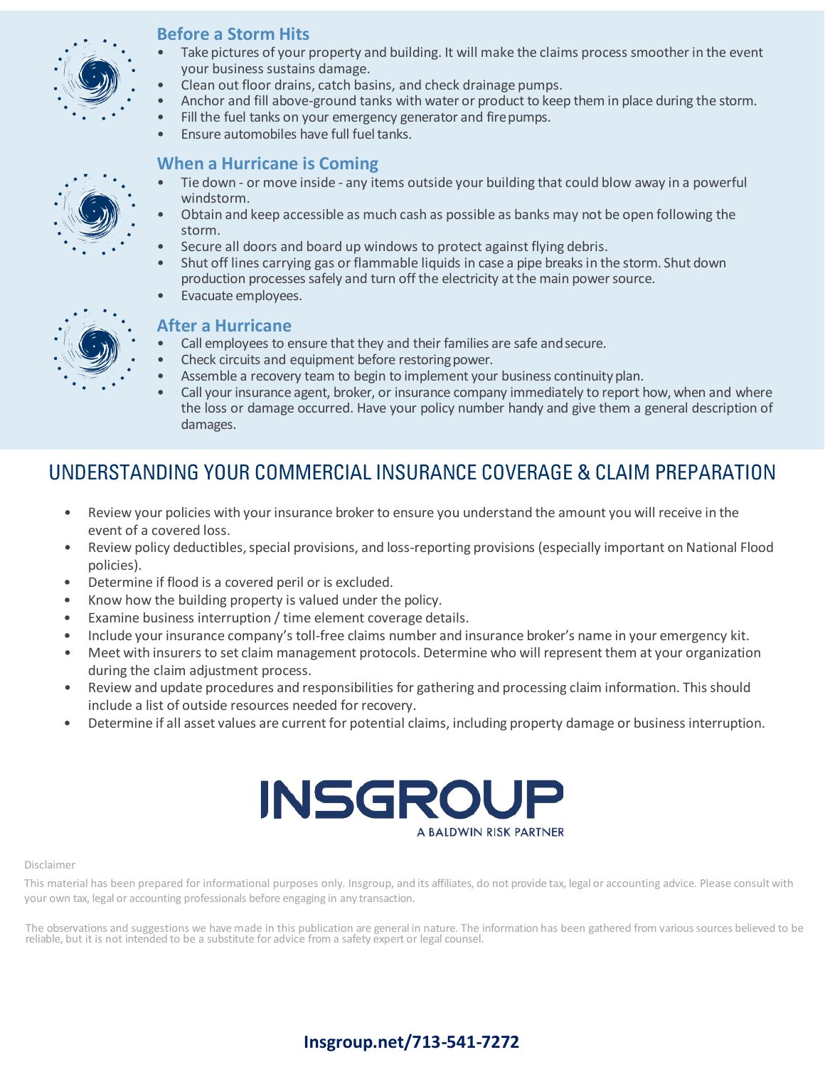## Before a Storm Hits

- Take pictures of your property and building. It will make the claims process smoother in the event your business sustains damage.
- Clean out floor drains, catch basins, and check drainage pumps.
- Anchor and fill above-ground tanks with water or product to keep them in place during the storm.
- Fill the fuel tanks on your emergency generator and fire pumps.
- Ensure automobiles have full fuel tanks.

## When a Hurricane is Coming

- Tie down - or move inside - any items outside your building that could blow away in a powerful windstorm.
- Obtain and keep accessible as much cash as possible as banks may not be open following the storm.
- Secure all doors and board up windows to protect against flying debris.
- Shut off lines carrying gas or flammable liquids in case a pipe breaks in the storm. Shut down production processes safely and turn off the electricity at the main power source.
- Evacuate employees.

## After a Hurricane

- Call employees to ensure that they and their families are safe and secure.
- Check circuits and equipment before restoring power.
- Assemble a recovery team to begin to implement your business continuity plan.
- Call your insurance agent, broker, or insurance company immediately to report how, when and where the loss or damage occurred. Have your policy number handy and give them a general description of damages.

# UNDERSTANDING YOUR COMMERCIAL INSURANCE COVERAGE & CLAIM PREPARATION

- Review your policies with your insurance broker to ensure you understand the amount you will receive in the event of a covered loss.
- Review policy deductibles, special provisions, and loss-reporting provisions (especially important on National Flood policies).
- Determine if flood is a covered peril or is excluded.
- Know how the building property is valued under the policy.
- Examine business interruption / time element coverage details.
- Include your insurance company's toll-free claims number and insurance broker's name in your emergency kit.
- Meet with insurers to set claim management protocols. Determine who will represent them at your organization during the claim adjustment process.
- Review and update procedures and responsibilities for gathering and processing claim information. This should include a list of outside resources needed for recovery.
- Determine if all asset values are current for potential claims, including property damage or business interruption.

**INSGROUP**
A BALDWIN RISK PARTNER

Disclaimer

This material has been prepared for informational purposes only. Insgroup, and its affiliates, do not provide tax, legal or accounting advice. Please consult with your own tax, legal or accounting professionals before engaging in any transaction.

The observations and suggestions we have made in this publication are general in nature. The information has been gathered from various sources believed to be reliable, but it is not intended to be a substitute for advice from a safety expert or legal counsel.

**Insgroup.net/713-541-7272**